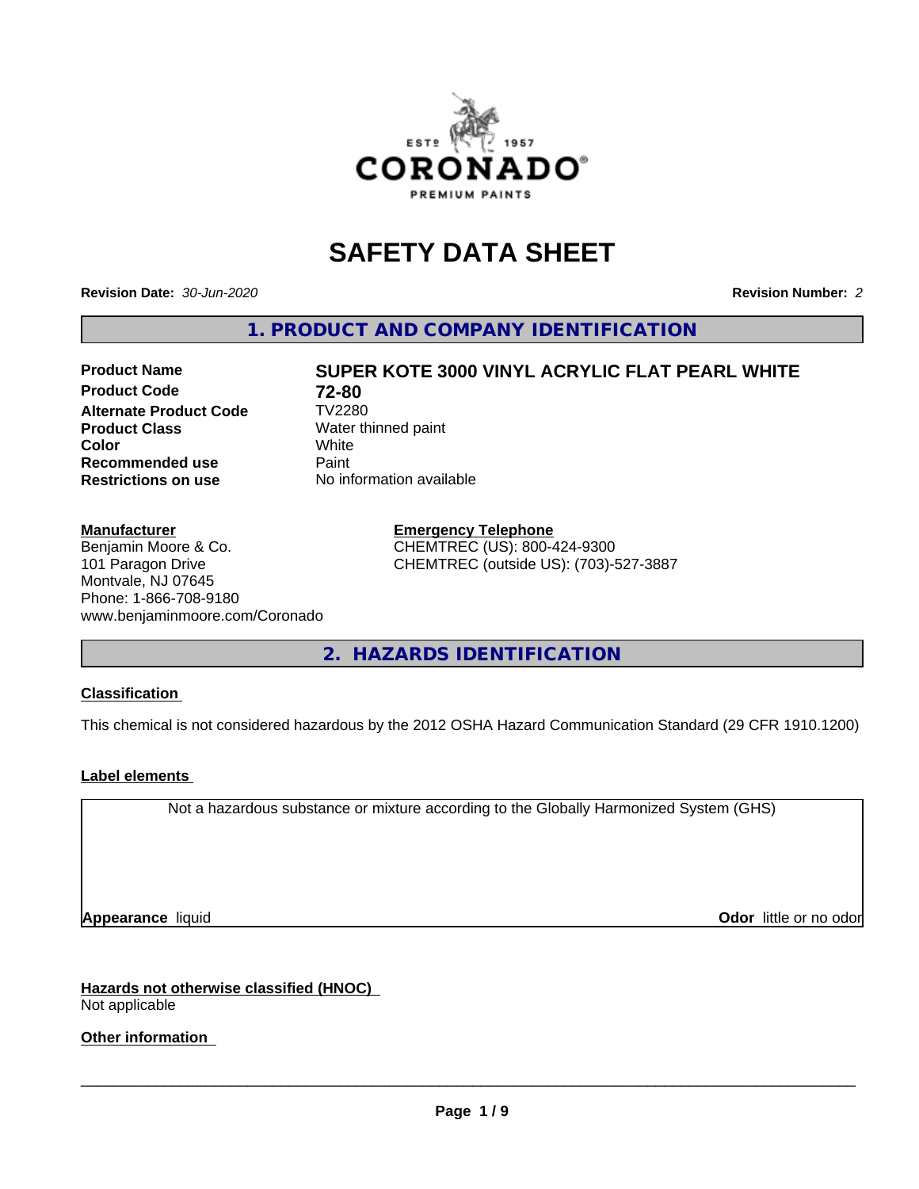# SAFETY DATA SHEET

**Revision Date:** *30-Jun-2020*

**Revision Number:** *2*

## 1. PRODUCT AND COMPANY IDENTIFICATION

| | |
|---|---|
| **Product Name** | **SUPER KOTE 3000 VINYL ACRYLIC FLAT PEARL WHITE** |
| **Product Code** | **72-80** |
| **Alternate Product Code** | TV2280 |
| **Product Class** | Water thinned paint |
| **Color** | White |
| **Recommended use** | Paint |
| **Restrictions on use** | No information available |

**Manufacturer**
Benjamin Moore & Co.
101 Paragon Drive
Montvale, NJ 07645
Phone: 1-866-708-9180
www.benjaminmoore.com/Coronado

**Emergency Telephone**
CHEMTREC (US): 800-424-9300
CHEMTREC (outside US): (703)-527-3887

## 2. HAZARDS IDENTIFICATION

**Classification**

This chemical is not considered hazardous by the 2012 OSHA Hazard Communication Standard (29 CFR 1910.1200)

**Label elements**

Not a hazardous substance or mixture according to the Globally Harmonized System (GHS)

**Appearance** liquid

**Odor** little or no odor

**Hazards not otherwise classified (HNOC)**
Not applicable

**Other information**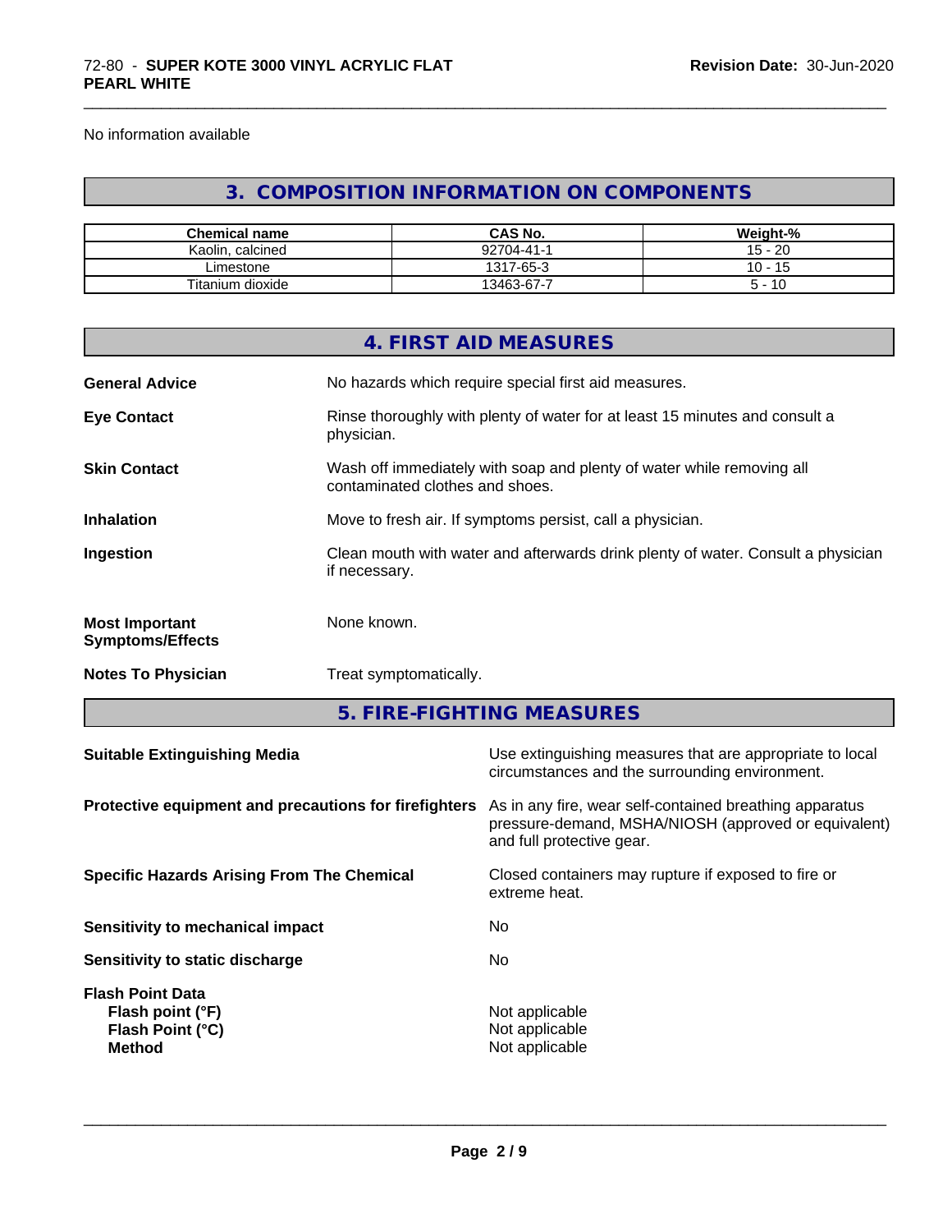No information available

## 3. COMPOSITION INFORMATION ON COMPONENTS

| Chemical name | CAS No. | Weight-% |
| --- | --- | --- |
| Kaolin, calcined | 92704-41-1 | 15 - 20 |
| Limestone | 1317-65-3 | 10 - 15 |
| Titanium dioxide | 13463-67-7 | 5 - 10 |

## 4. FIRST AID MEASURES

**General Advice**
No hazards which require special first aid measures.

**Eye Contact**
Rinse thoroughly with plenty of water for at least 15 minutes and consult a physician.

**Skin Contact**
Wash off immediately with soap and plenty of water while removing all contaminated clothes and shoes.

**Inhalation**
Move to fresh air. If symptoms persist, call a physician.

**Ingestion**
Clean mouth with water and afterwards drink plenty of water. Consult a physician if necessary.

**Most Important Symptoms/Effects**
None known.

**Notes To Physician**
Treat symptomatically.

## 5. FIRE-FIGHTING MEASURES

**Suitable Extinguishing Media**
Use extinguishing measures that are appropriate to local circumstances and the surrounding environment.

**Protective equipment and precautions for firefighters**
As in any fire, wear self-contained breathing apparatus pressure-demand, MSHA/NIOSH (approved or equivalent) and full protective gear.

**Specific Hazards Arising From The Chemical**
Closed containers may rupture if exposed to fire or extreme heat.

**Sensitivity to mechanical impact**
No

**Sensitivity to static discharge**
No

**Flash Point Data**

- **Flash point (°F)**: Not applicable
- **Flash Point (°C)**: Not applicable
- **Method**: Not applicable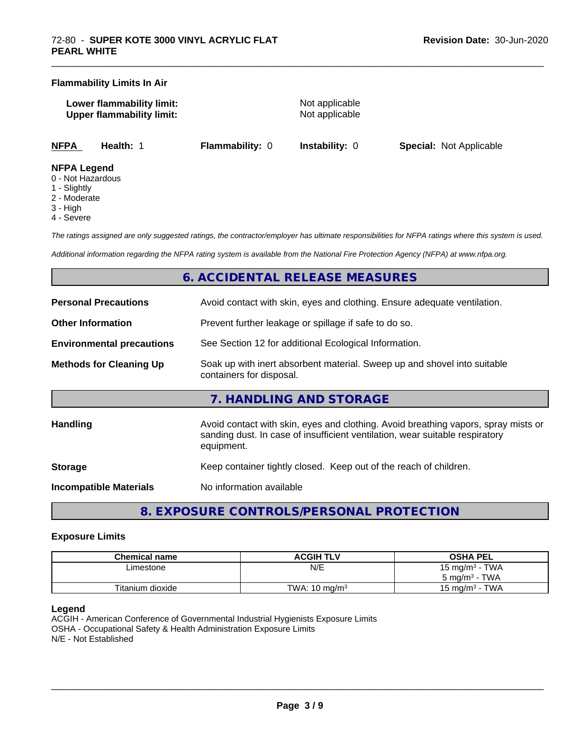### Flammability Limits In Air

**Lower flammability limit:** Not applicable
**Upper flammability limit:** Not applicable

| NFPA | Health: 1 | Flammability: 0 | Instability: 0 | Special: Not Applicable |
|---|---|---|---|---|

**NFPA Legend**
0 - Not Hazardous
1 - Slightly
2 - Moderate
3 - High
4 - Severe

*The ratings assigned are only suggested ratings, the contractor/employer has ultimate responsibilities for NFPA ratings where this system is used.*

*Additional information regarding the NFPA rating system is available from the National Fire Protection Agency (NFPA) at www.nfpa.org.*

## 6. ACCIDENTAL RELEASE MEASURES

**Personal Precautions** Avoid contact with skin, eyes and clothing. Ensure adequate ventilation.

**Other Information** Prevent further leakage or spillage if safe to do so.

**Environmental precautions** See Section 12 for additional Ecological Information.

**Methods for Cleaning Up** Soak up with inert absorbent material. Sweep up and shovel into suitable containers for disposal.

## 7. HANDLING AND STORAGE

**Handling** Avoid contact with skin, eyes and clothing. Avoid breathing vapors, spray mists or sanding dust. In case of insufficient ventilation, wear suitable respiratory equipment.

**Storage** Keep container tightly closed. Keep out of the reach of children.

**Incompatible Materials** No information available

## 8. EXPOSURE CONTROLS/PERSONAL PROTECTION

### Exposure Limits

| Chemical name | ACGIH TLV | OSHA PEL |
|---|---|---|
| Limestone | N/E | 15 mg/m³ - TWA<br>5 mg/m³ - TWA |
| Titanium dioxide | TWA: 10 mg/m³ | 15 mg/m³ - TWA |

**Legend**
ACGIH - American Conference of Governmental Industrial Hygienists Exposure Limits
OSHA - Occupational Safety & Health Administration Exposure Limits
N/E - Not Established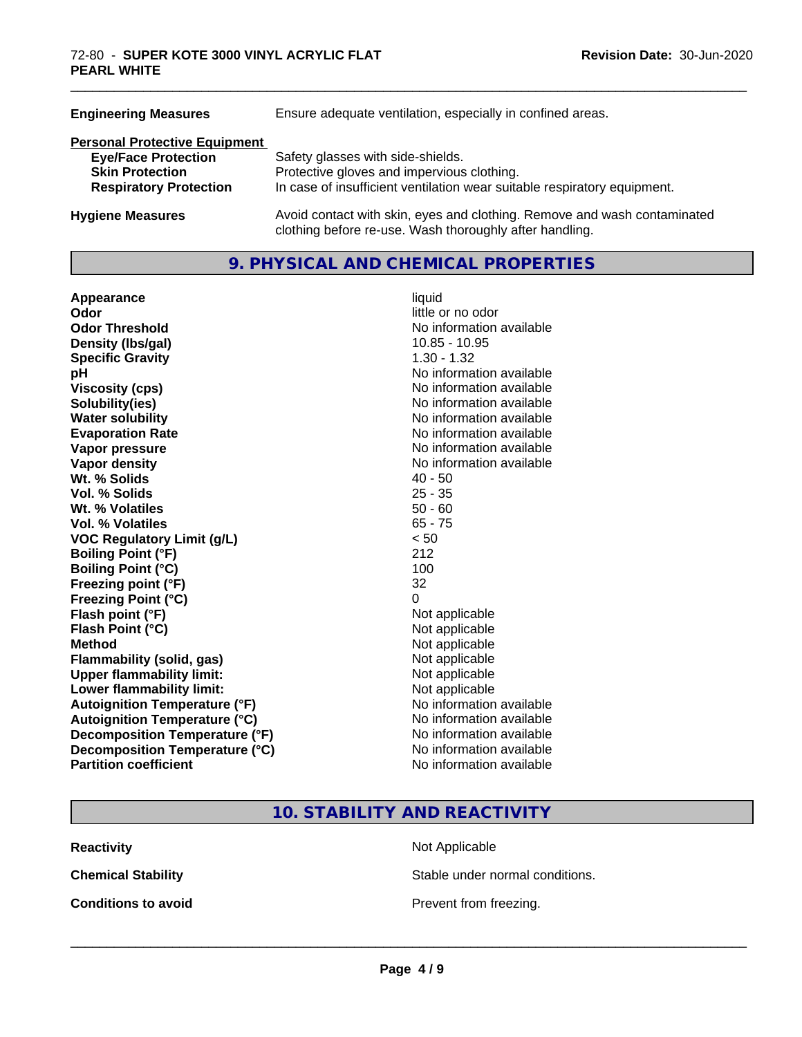| | |
|---|---|
| **Engineering Measures** | Ensure adequate ventilation, especially in confined areas. |

**Personal Protective Equipment**

| | |
|---|---|
| **Eye/Face Protection** | Safety glasses with side-shields. |
| **Skin Protection** | Protective gloves and impervious clothing. |
| **Respiratory Protection** | In case of insufficient ventilation wear suitable respiratory equipment. |

| | |
|---|---|
| **Hygiene Measures** | Avoid contact with skin, eyes and clothing. Remove and wash contaminated clothing before re-use. Wash thoroughly after handling. |

## 9. PHYSICAL AND CHEMICAL PROPERTIES

| | |
|---|---|
| **Appearance** | liquid |
| **Odor** | little or no odor |
| **Odor Threshold** | No information available |
| **Density (lbs/gal)** | 10.85 - 10.95 |
| **Specific Gravity** | 1.30 - 1.32 |
| **pH** | No information available |
| **Viscosity (cps)** | No information available |
| **Solubility(ies)** | No information available |
| **Water solubility** | No information available |
| **Evaporation Rate** | No information available |
| **Vapor pressure** | No information available |
| **Vapor density** | No information available |
| **Wt. % Solids** | 40 - 50 |
| **Vol. % Solids** | 25 - 35 |
| **Wt. % Volatiles** | 50 - 60 |
| **Vol. % Volatiles** | 65 - 75 |
| **VOC Regulatory Limit (g/L)** | < 50 |
| **Boiling Point (°F)** | 212 |
| **Boiling Point (°C)** | 100 |
| **Freezing point (°F)** | 32 |
| **Freezing Point (°C)** | 0 |
| **Flash point (°F)** | Not applicable |
| **Flash Point (°C)** | Not applicable |
| **Method** | Not applicable |
| **Flammability (solid, gas)** | Not applicable |
| **Upper flammability limit:** | Not applicable |
| **Lower flammability limit:** | Not applicable |
| **Autoignition Temperature (°F)** | No information available |
| **Autoignition Temperature (°C)** | No information available |
| **Decomposition Temperature (°F)** | No information available |
| **Decomposition Temperature (°C)** | No information available |
| **Partition coefficient** | No information available |

## 10. STABILITY AND REACTIVITY

| | |
|---|---|
| **Reactivity** | Not Applicable |
| **Chemical Stability** | Stable under normal conditions. |
| **Conditions to avoid** | Prevent from freezing. |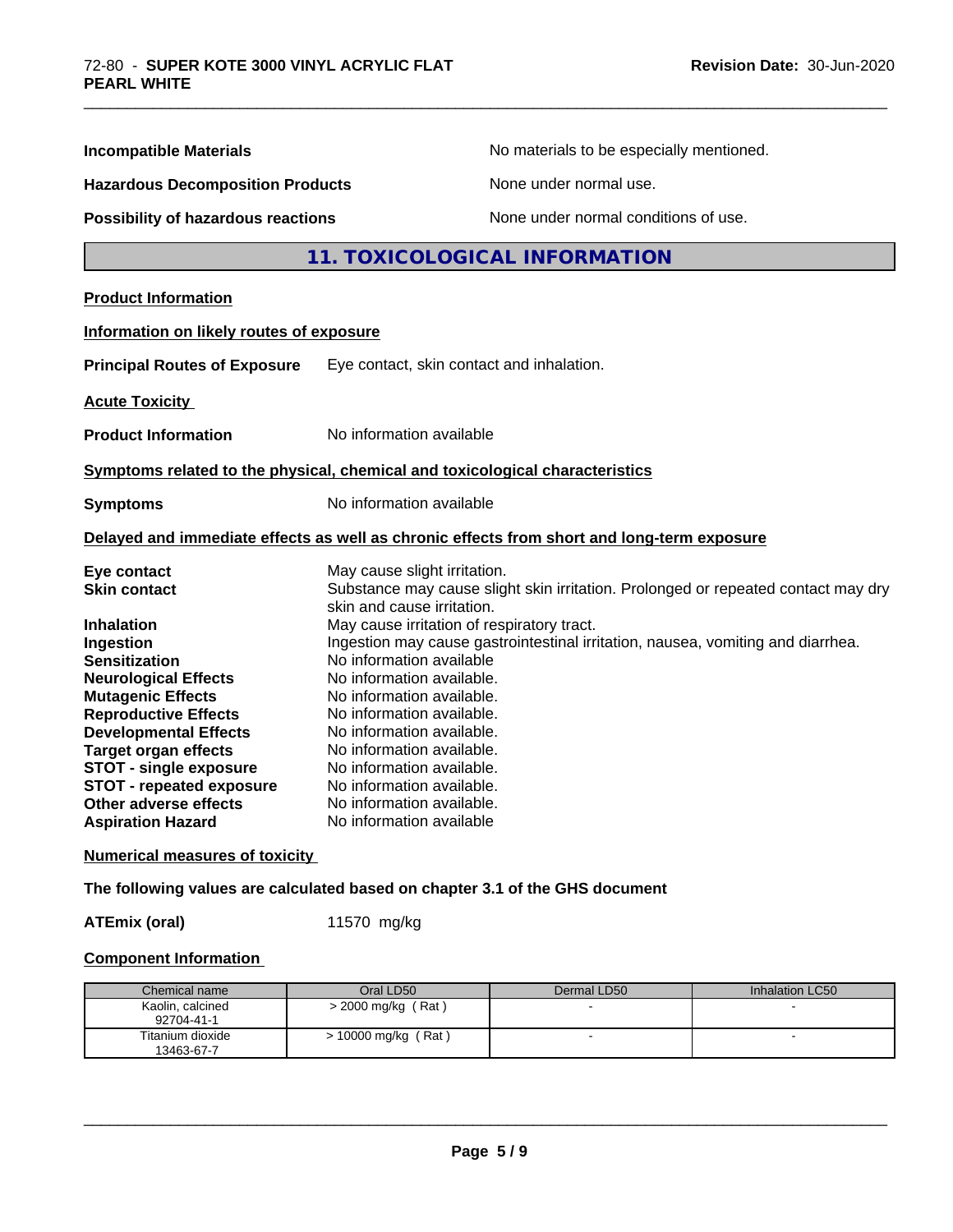**Incompatible Materials** No materials to be especially mentioned.

**Hazardous Decomposition Products** None under normal use.

**Possibility of hazardous reactions** None under normal conditions of use.

## 11. TOXICOLOGICAL INFORMATION

**Product Information**

**Information on likely routes of exposure**

**Principal Routes of Exposure** Eye contact, skin contact and inhalation.

**Acute Toxicity**

**Product Information** No information available

**Symptoms related to the physical, chemical and toxicological characteristics**

**Symptoms** No information available

**Delayed and immediate effects as well as chronic effects from short and long-term exposure**

**Eye contact** May cause slight irritation.
**Skin contact** Substance may cause slight skin irritation. Prolonged or repeated contact may dry skin and cause irritation.
**Inhalation** May cause irritation of respiratory tract.
**Ingestion** Ingestion may cause gastrointestinal irritation, nausea, vomiting and diarrhea.
**Sensitization** No information available
**Neurological Effects** No information available.
**Mutagenic Effects** No information available.
**Reproductive Effects** No information available.
**Developmental Effects** No information available.
**Target organ effects** No information available.
**STOT - single exposure** No information available.
**STOT - repeated exposure** No information available.
**Other adverse effects** No information available.
**Aspiration Hazard** No information available

**Numerical measures of toxicity**

**The following values are calculated based on chapter 3.1 of the GHS document**

**ATEmix (oral)** 11570 mg/kg

**Component Information**

| Chemical name | Oral LD50 | Dermal LD50 | Inhalation LC50 |
|---|---|---|---|
| Kaolin, calcined 92704-41-1 | > 2000 mg/kg ( Rat ) | - | - |
| Titanium dioxide 13463-67-7 | > 10000 mg/kg ( Rat ) | - | - |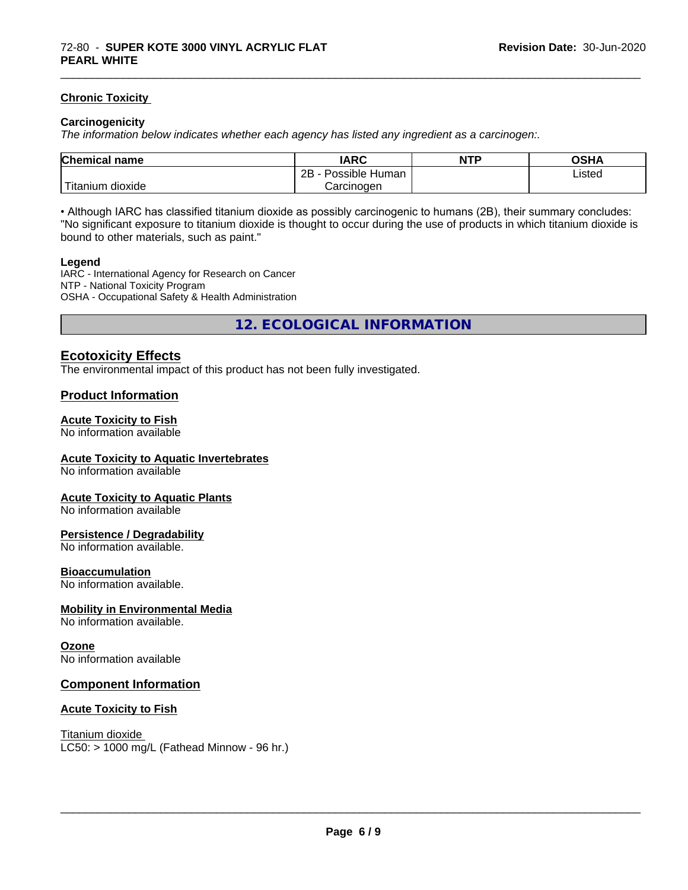### Chronic Toxicity

**Carcinogenicity**

*The information below indicates whether each agency has listed any ingredient as a carcinogen:.*

| Chemical name | IARC | NTP | OSHA |
|---|---|---|---|
| Titanium dioxide | 2B - Possible Human Carcinogen | | Listed |

• Although IARC has classified titanium dioxide as possibly carcinogenic to humans (2B), their summary concludes: "No significant exposure to titanium dioxide is thought to occur during the use of products in which titanium dioxide is bound to other materials, such as paint."

**Legend**

IARC - International Agency for Research on Cancer
NTP - National Toxicity Program
OSHA - Occupational Safety & Health Administration

## 12. ECOLOGICAL INFORMATION

### Ecotoxicity Effects

The environmental impact of this product has not been fully investigated.

### Product Information

**Acute Toxicity to Fish**
No information available

**Acute Toxicity to Aquatic Invertebrates**
No information available

**Acute Toxicity to Aquatic Plants**
No information available

**Persistence / Degradability**
No information available.

**Bioaccumulation**
No information available.

**Mobility in Environmental Media**
No information available.

**Ozone**
No information available

### Component Information

**Acute Toxicity to Fish**

Titanium dioxide
LC50: > 1000 mg/L (Fathead Minnow - 96 hr.)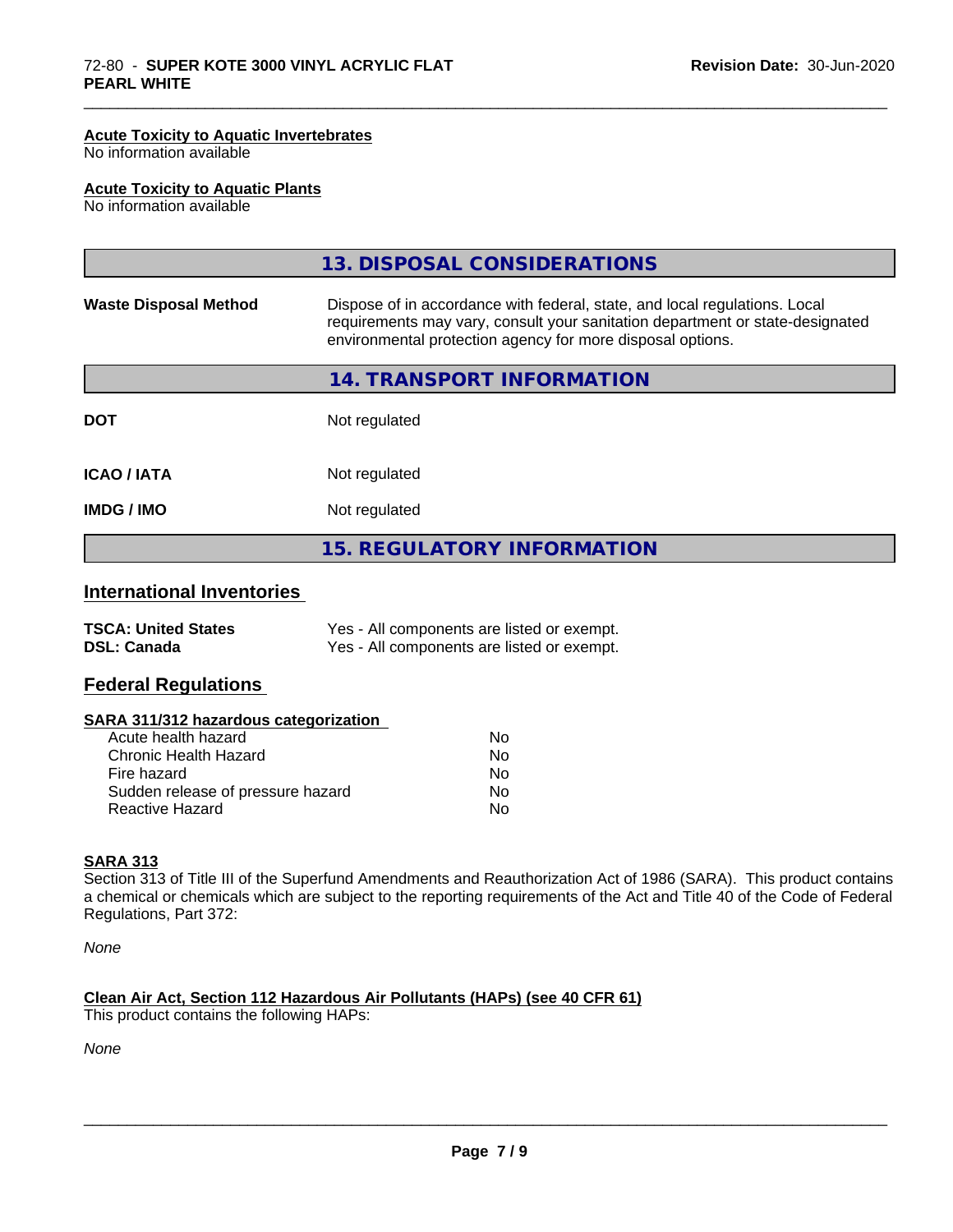#### Acute Toxicity to Aquatic Invertebrates
No information available

#### Acute Toxicity to Aquatic Plants
No information available

## 13. DISPOSAL CONSIDERATIONS

| | |
|---|---|
| **Waste Disposal Method** | Dispose of in accordance with federal, state, and local regulations. Local requirements may vary, consult your sanitation department or state-designated environmental protection agency for more disposal options. |

## 14. TRANSPORT INFORMATION

| | |
|---|---|
| **DOT** | Not regulated |
| **ICAO / IATA** | Not regulated |
| **IMDG / IMO** | Not regulated |

## 15. REGULATORY INFORMATION

### International Inventories

| | |
|---|---|
| **TSCA: United States** | Yes - All components are listed or exempt. |
| **DSL: Canada** | Yes - All components are listed or exempt. |

### Federal Regulations

#### SARA 311/312 hazardous categorization

| | |
|---|---|
| Acute health hazard | No |
| Chronic Health Hazard | No |
| Fire hazard | No |
| Sudden release of pressure hazard | No |
| Reactive Hazard | No |

#### SARA 313
Section 313 of Title III of the Superfund Amendments and Reauthorization Act of 1986 (SARA). This product contains a chemical or chemicals which are subject to the reporting requirements of the Act and Title 40 of the Code of Federal Regulations, Part 372:

*None*

#### Clean Air Act, Section 112 Hazardous Air Pollutants (HAPs) (see 40 CFR 61)
This product contains the following HAPs:

*None*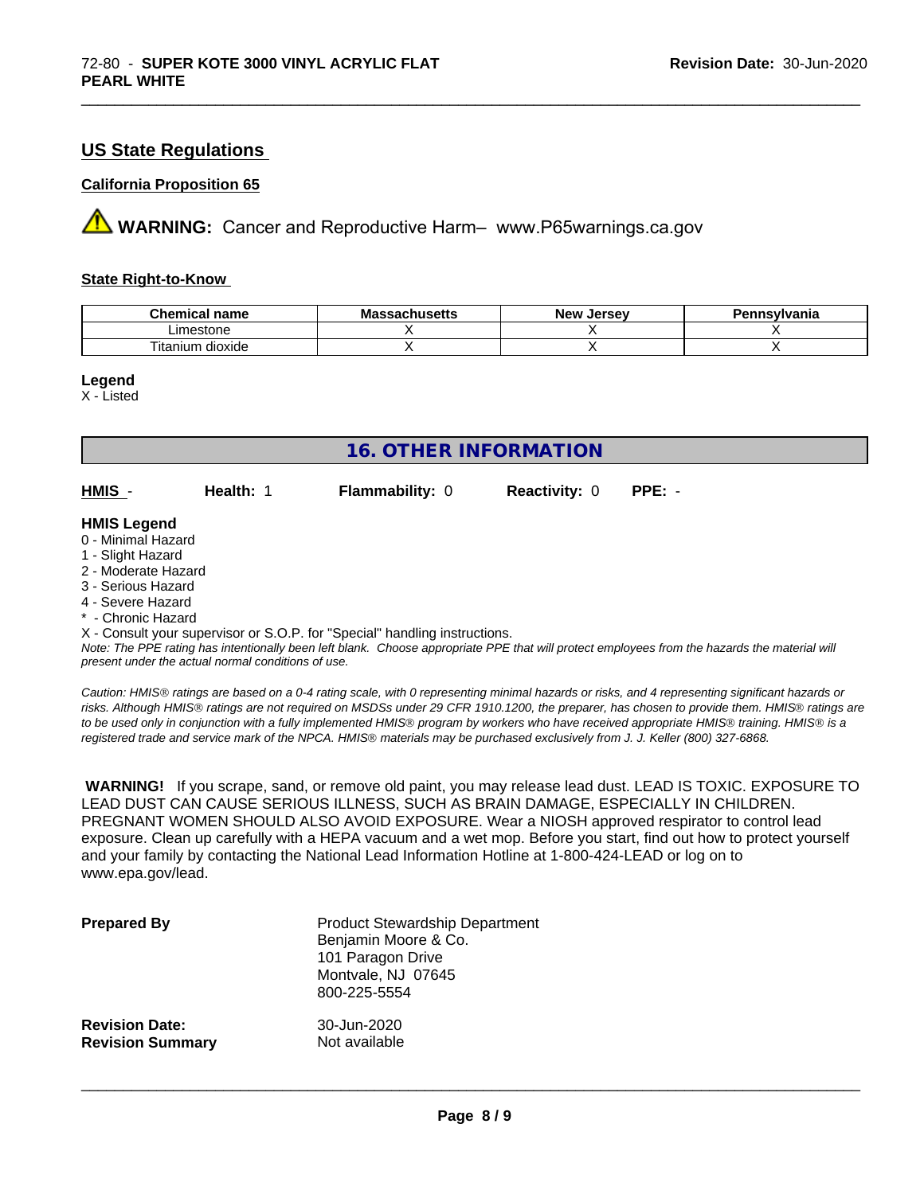## US State Regulations

### California Proposition 65

⚠ **WARNING:** Cancer and Reproductive Harm– www.P65warnings.ca.gov

### State Right-to-Know

| Chemical name | Massachusetts | New Jersey | Pennsylvania |
|---|---|---|---|
| Limestone | X | X | X |
| Titanium dioxide | X | X | X |

**Legend**
X - Listed

## 16. OTHER INFORMATION

**HMIS** - **Health:** 1 **Flammability:** 0 **Reactivity:** 0 **PPE:** -

**HMIS Legend**
0 - Minimal Hazard
1 - Slight Hazard
2 - Moderate Hazard
3 - Serious Hazard
4 - Severe Hazard
* - Chronic Hazard
X - Consult your supervisor or S.O.P. for "Special" handling instructions.
*Note: The PPE rating has intentionally been left blank. Choose appropriate PPE that will protect employees from the hazards the material will present under the actual normal conditions of use.*

*Caution: HMIS® ratings are based on a 0-4 rating scale, with 0 representing minimal hazards or risks, and 4 representing significant hazards or risks. Although HMIS® ratings are not required on MSDSs under 29 CFR 1910.1200, the preparer, has chosen to provide them. HMIS® ratings are to be used only in conjunction with a fully implemented HMIS® program by workers who have received appropriate HMIS® training. HMIS® is a registered trade and service mark of the NPCA. HMIS® materials may be purchased exclusively from J. J. Keller (800) 327-6868.*

**WARNING!** If you scrape, sand, or remove old paint, you may release lead dust. LEAD IS TOXIC. EXPOSURE TO LEAD DUST CAN CAUSE SERIOUS ILLNESS, SUCH AS BRAIN DAMAGE, ESPECIALLY IN CHILDREN. PREGNANT WOMEN SHOULD ALSO AVOID EXPOSURE. Wear a NIOSH approved respirator to control lead exposure. Clean up carefully with a HEPA vacuum and a wet mop. Before you start, find out how to protect yourself and your family by contacting the National Lead Information Hotline at 1-800-424-LEAD or log on to www.epa.gov/lead.

**Prepared By**
Product Stewardship Department
Benjamin Moore & Co.
101 Paragon Drive
Montvale, NJ 07645
800-225-5554

**Revision Date:** 30-Jun-2020
**Revision Summary** Not available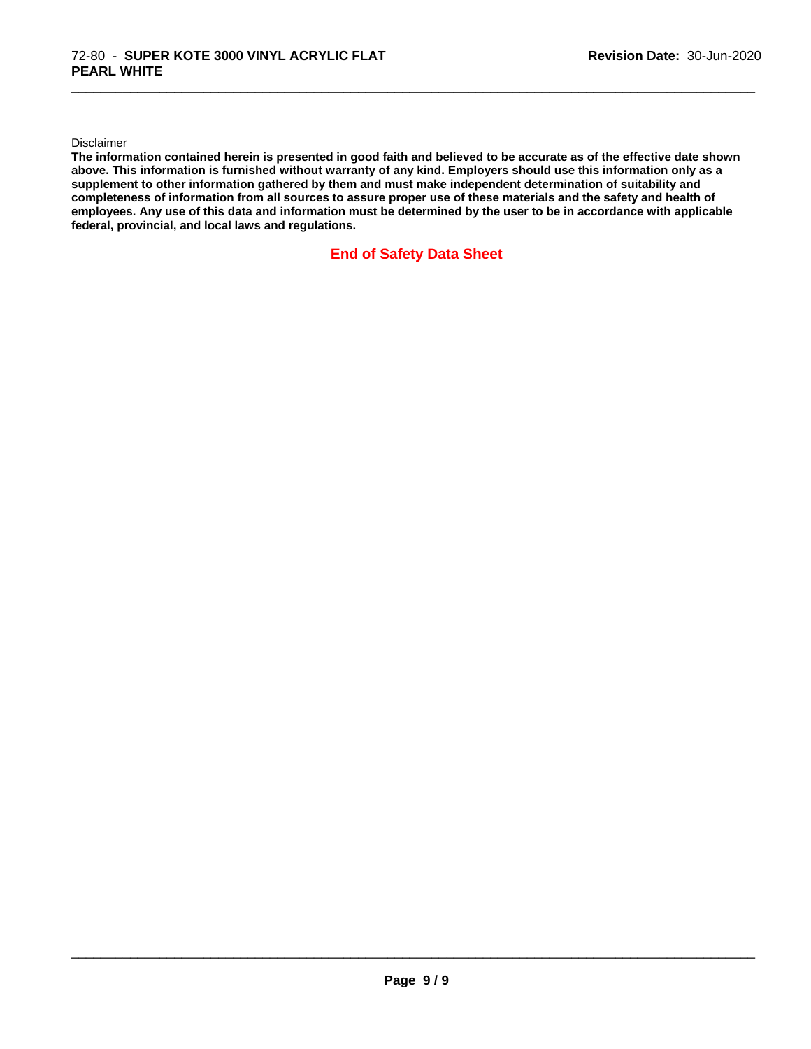Disclaimer

**The information contained herein is presented in good faith and believed to be accurate as of the effective date shown above. This information is furnished without warranty of any kind. Employers should use this information only as a supplement to other information gathered by them and must make independent determination of suitability and completeness of information from all sources to assure proper use of these materials and the safety and health of employees. Any use of this data and information must be determined by the user to be in accordance with applicable federal, provincial, and local laws and regulations.**

**End of Safety Data Sheet**